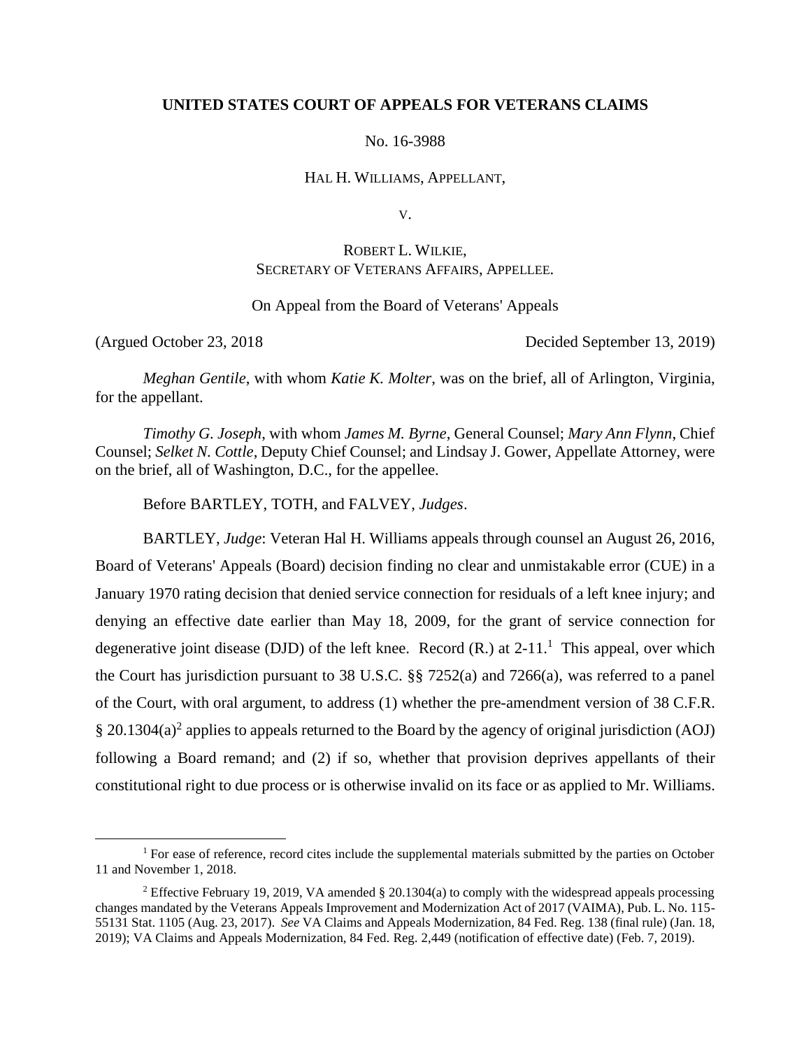**UNITED STATES COURT OF APPEALS FOR VETERANS CLAIMS**

No. 16-3988

HAL H. WILLIAMS, APPELLANT,

V.

ROBERT L. WILKIE,
SECRETARY OF VETERANS AFFAIRS, APPELLEE.

On Appeal from the Board of Veterans' Appeals

(Argued October 23, 2018 Decided September 13, 2019)

*Meghan Gentile*, with whom *Katie K. Molter*, was on the brief, all of Arlington, Virginia, for the appellant.

*Timothy G. Joseph*, with whom *James M. Byrne*, General Counsel; *Mary Ann Flynn*, Chief Counsel; *Selket N. Cottle*, Deputy Chief Counsel; and Lindsay J. Gower, Appellate Attorney, were on the brief, all of Washington, D.C., for the appellee.

Before BARTLEY, TOTH, and FALVEY, *Judges*.

BARTLEY, *Judge*: Veteran Hal H. Williams appeals through counsel an August 26, 2016, Board of Veterans' Appeals (Board) decision finding no clear and unmistakable error (CUE) in a January 1970 rating decision that denied service connection for residuals of a left knee injury; and denying an effective date earlier than May 18, 2009, for the grant of service connection for degenerative joint disease (DJD) of the left knee. Record (R.) at 2-11.[1] This appeal, over which the Court has jurisdiction pursuant to 38 U.S.C. §§ 7252(a) and 7266(a), was referred to a panel of the Court, with oral argument, to address (1) whether the pre-amendment version of 38 C.F.R. § 20.1304(a)[2] applies to appeals returned to the Board by the agency of original jurisdiction (AOJ) following a Board remand; and (2) if so, whether that provision deprives appellants of their constitutional right to due process or is otherwise invalid on its face or as applied to Mr. Williams.

---

[1] For ease of reference, record cites include the supplemental materials submitted by the parties on October 11 and November 1, 2018.

[2] Effective February 19, 2019, VA amended § 20.1304(a) to comply with the widespread appeals processing changes mandated by the Veterans Appeals Improvement and Modernization Act of 2017 (VAIMA), Pub. L. No. 115-55131 Stat. 1105 (Aug. 23, 2017). *See* VA Claims and Appeals Modernization, 84 Fed. Reg. 138 (final rule) (Jan. 18, 2019); VA Claims and Appeals Modernization, 84 Fed. Reg. 2,449 (notification of effective date) (Feb. 7, 2019).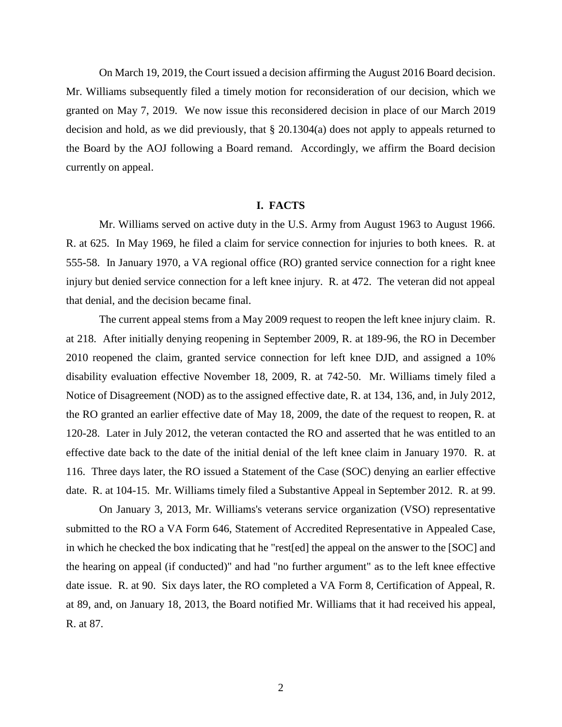On March 19, 2019, the Court issued a decision affirming the August 2016 Board decision. Mr. Williams subsequently filed a timely motion for reconsideration of our decision, which we granted on May 7, 2019. We now issue this reconsidered decision in place of our March 2019 decision and hold, as we did previously, that § 20.1304(a) does not apply to appeals returned to the Board by the AOJ following a Board remand. Accordingly, we affirm the Board decision currently on appeal.

## I. FACTS

Mr. Williams served on active duty in the U.S. Army from August 1963 to August 1966. R. at 625. In May 1969, he filed a claim for service connection for injuries to both knees. R. at 555-58. In January 1970, a VA regional office (RO) granted service connection for a right knee injury but denied service connection for a left knee injury. R. at 472. The veteran did not appeal that denial, and the decision became final.

The current appeal stems from a May 2009 request to reopen the left knee injury claim. R. at 218. After initially denying reopening in September 2009, R. at 189-96, the RO in December 2010 reopened the claim, granted service connection for left knee DJD, and assigned a 10% disability evaluation effective November 18, 2009, R. at 742-50. Mr. Williams timely filed a Notice of Disagreement (NOD) as to the assigned effective date, R. at 134, 136, and, in July 2012, the RO granted an earlier effective date of May 18, 2009, the date of the request to reopen, R. at 120-28. Later in July 2012, the veteran contacted the RO and asserted that he was entitled to an effective date back to the date of the initial denial of the left knee claim in January 1970. R. at 116. Three days later, the RO issued a Statement of the Case (SOC) denying an earlier effective date. R. at 104-15. Mr. Williams timely filed a Substantive Appeal in September 2012. R. at 99.

On January 3, 2013, Mr. Williams's veterans service organization (VSO) representative submitted to the RO a VA Form 646, Statement of Accredited Representative in Appealed Case, in which he checked the box indicating that he "rest[ed] the appeal on the answer to the [SOC] and the hearing on appeal (if conducted)" and had "no further argument" as to the left knee effective date issue. R. at 90. Six days later, the RO completed a VA Form 8, Certification of Appeal, R. at 89, and, on January 18, 2013, the Board notified Mr. Williams that it had received his appeal, R. at 87.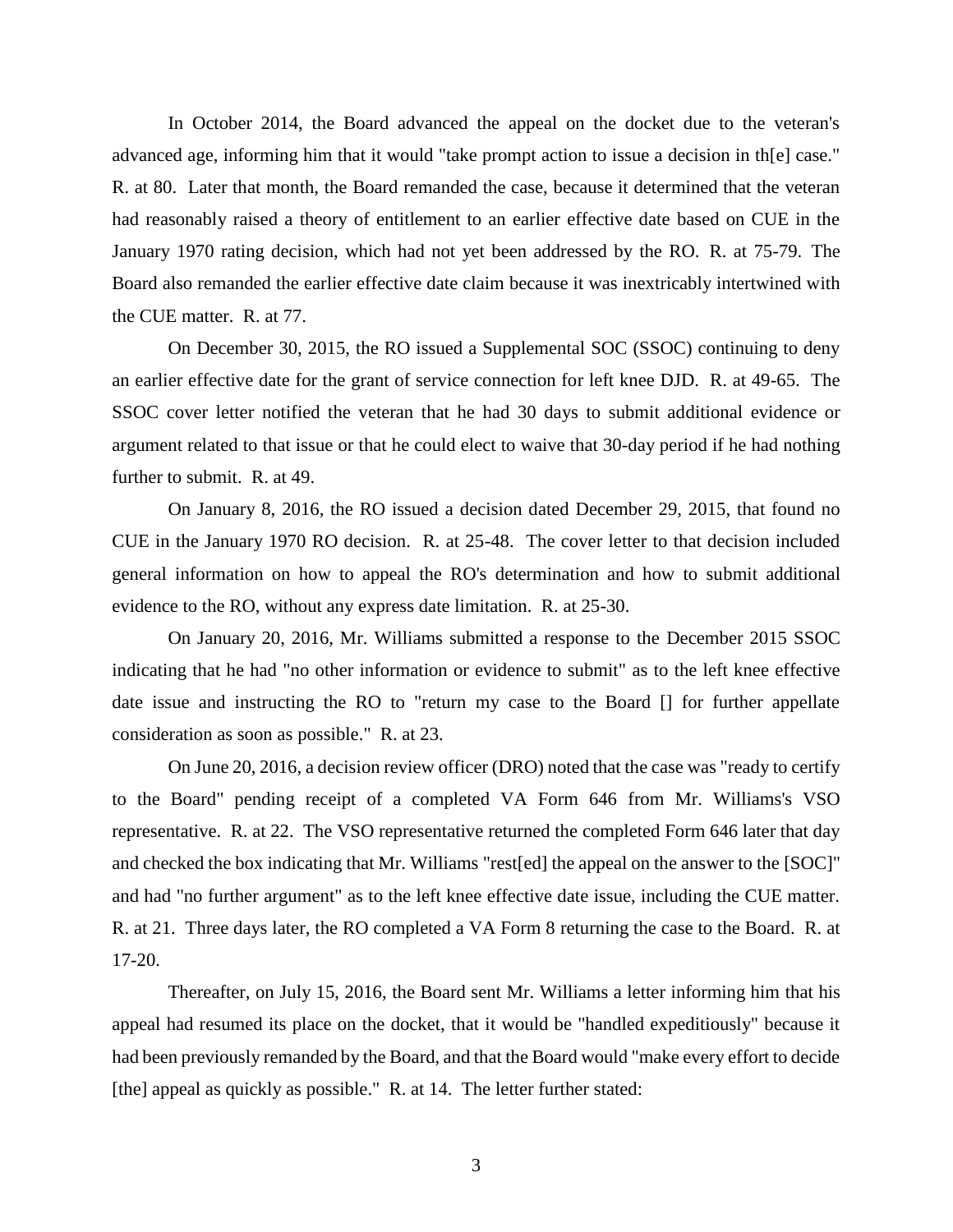In October 2014, the Board advanced the appeal on the docket due to the veteran's advanced age, informing him that it would "take prompt action to issue a decision in th[e] case." R. at 80. Later that month, the Board remanded the case, because it determined that the veteran had reasonably raised a theory of entitlement to an earlier effective date based on CUE in the January 1970 rating decision, which had not yet been addressed by the RO. R. at 75-79. The Board also remanded the earlier effective date claim because it was inextricably intertwined with the CUE matter. R. at 77.

On December 30, 2015, the RO issued a Supplemental SOC (SSOC) continuing to deny an earlier effective date for the grant of service connection for left knee DJD. R. at 49-65. The SSOC cover letter notified the veteran that he had 30 days to submit additional evidence or argument related to that issue or that he could elect to waive that 30-day period if he had nothing further to submit. R. at 49.

On January 8, 2016, the RO issued a decision dated December 29, 2015, that found no CUE in the January 1970 RO decision. R. at 25-48. The cover letter to that decision included general information on how to appeal the RO's determination and how to submit additional evidence to the RO, without any express date limitation. R. at 25-30.

On January 20, 2016, Mr. Williams submitted a response to the December 2015 SSOC indicating that he had "no other information or evidence to submit" as to the left knee effective date issue and instructing the RO to "return my case to the Board [] for further appellate consideration as soon as possible." R. at 23.

On June 20, 2016, a decision review officer (DRO) noted that the case was "ready to certify to the Board" pending receipt of a completed VA Form 646 from Mr. Williams's VSO representative. R. at 22. The VSO representative returned the completed Form 646 later that day and checked the box indicating that Mr. Williams "rest[ed] the appeal on the answer to the [SOC]" and had "no further argument" as to the left knee effective date issue, including the CUE matter. R. at 21. Three days later, the RO completed a VA Form 8 returning the case to the Board. R. at 17-20.

Thereafter, on July 15, 2016, the Board sent Mr. Williams a letter informing him that his appeal had resumed its place on the docket, that it would be "handled expeditiously" because it had been previously remanded by the Board, and that the Board would "make every effort to decide [the] appeal as quickly as possible." R. at 14. The letter further stated: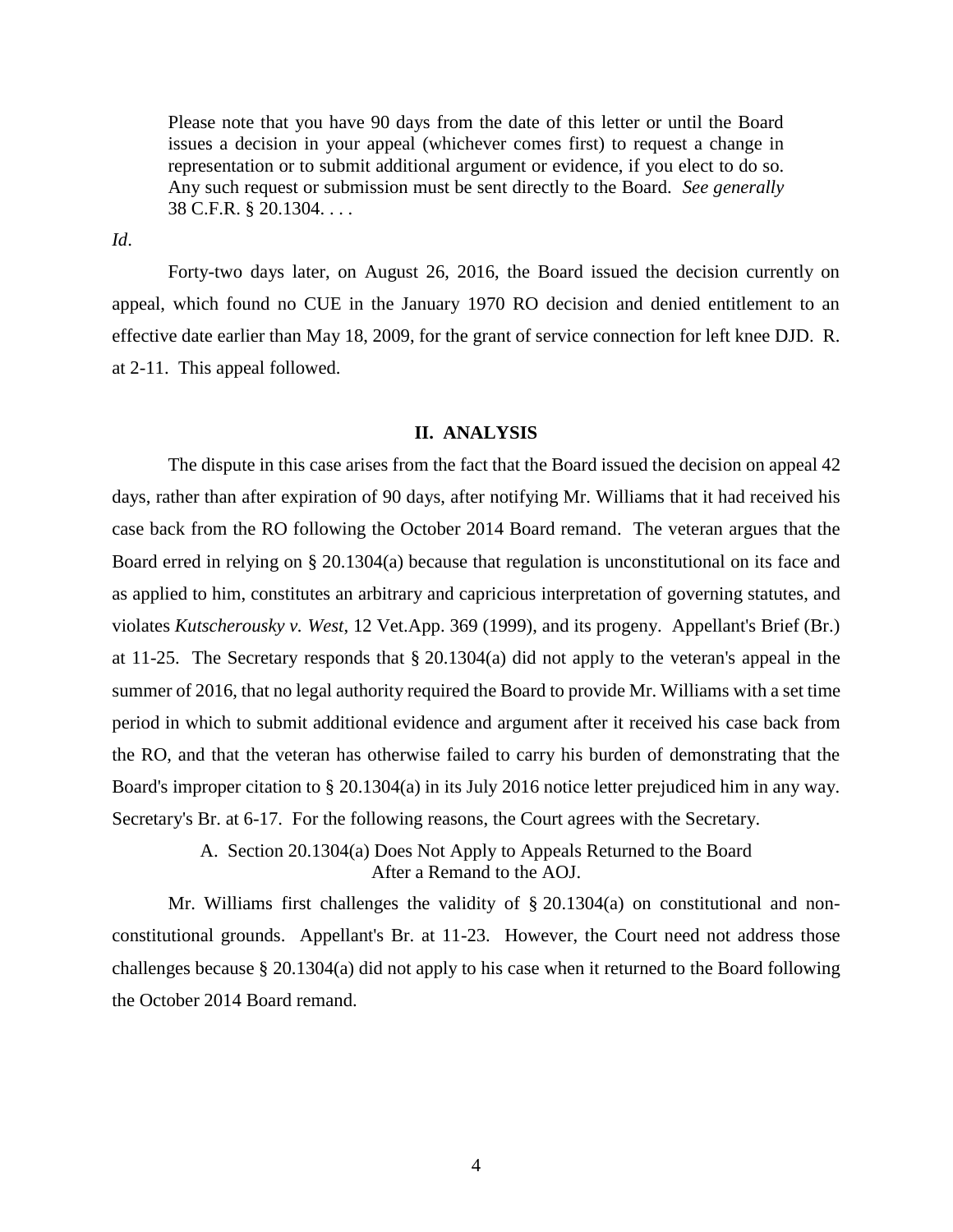> Please note that you have 90 days from the date of this letter or until the Board issues a decision in your appeal (whichever comes first) to request a change in representation or to submit additional argument or evidence, if you elect to do so. Any such request or submission must be sent directly to the Board. *See generally* 38 C.F.R. § 20.1304. . . .

*Id*.

Forty-two days later, on August 26, 2016, the Board issued the decision currently on appeal, which found no CUE in the January 1970 RO decision and denied entitlement to an effective date earlier than May 18, 2009, for the grant of service connection for left knee DJD. R. at 2-11. This appeal followed.

## II. ANALYSIS

The dispute in this case arises from the fact that the Board issued the decision on appeal 42 days, rather than after expiration of 90 days, after notifying Mr. Williams that it had received his case back from the RO following the October 2014 Board remand. The veteran argues that the Board erred in relying on § 20.1304(a) because that regulation is unconstitutional on its face and as applied to him, constitutes an arbitrary and capricious interpretation of governing statutes, and violates *Kutscherousky v. West*, 12 Vet.App. 369 (1999), and its progeny. Appellant's Brief (Br.) at 11-25. The Secretary responds that § 20.1304(a) did not apply to the veteran's appeal in the summer of 2016, that no legal authority required the Board to provide Mr. Williams with a set time period in which to submit additional evidence and argument after it received his case back from the RO, and that the veteran has otherwise failed to carry his burden of demonstrating that the Board's improper citation to § 20.1304(a) in its July 2016 notice letter prejudiced him in any way. Secretary's Br. at 6-17. For the following reasons, the Court agrees with the Secretary.

### A. Section 20.1304(a) Does Not Apply to Appeals Returned to the Board After a Remand to the AOJ.

Mr. Williams first challenges the validity of § 20.1304(a) on constitutional and non-constitutional grounds. Appellant's Br. at 11-23. However, the Court need not address those challenges because § 20.1304(a) did not apply to his case when it returned to the Board following the October 2014 Board remand.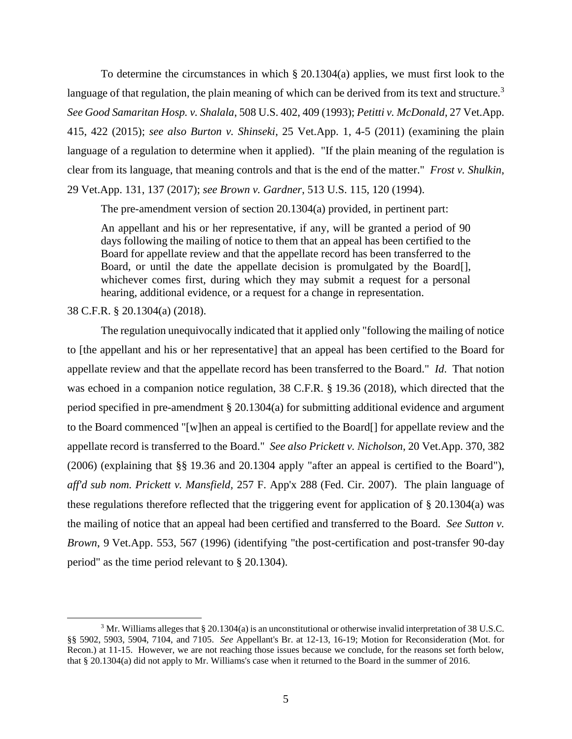To determine the circumstances in which § 20.1304(a) applies, we must first look to the language of that regulation, the plain meaning of which can be derived from its text and structure.[3] *See Good Samaritan Hosp. v. Shalala*, 508 U.S. 402, 409 (1993); *Petitti v. McDonald*, 27 Vet.App. 415, 422 (2015); *see also Burton v. Shinseki*, 25 Vet.App. 1, 4-5 (2011) (examining the plain language of a regulation to determine when it applied). "If the plain meaning of the regulation is clear from its language, that meaning controls and that is the end of the matter." *Frost v. Shulkin*, 29 Vet.App. 131, 137 (2017); *see Brown v. Gardner*, 513 U.S. 115, 120 (1994).

The pre-amendment version of section 20.1304(a) provided, in pertinent part:

> An appellant and his or her representative, if any, will be granted a period of 90 days following the mailing of notice to them that an appeal has been certified to the Board for appellate review and that the appellate record has been transferred to the Board, or until the date the appellate decision is promulgated by the Board[], whichever comes first, during which they may submit a request for a personal hearing, additional evidence, or a request for a change in representation.

38 C.F.R. § 20.1304(a) (2018).

The regulation unequivocally indicated that it applied only "following the mailing of notice to [the appellant and his or her representative] that an appeal has been certified to the Board for appellate review and that the appellate record has been transferred to the Board." *Id.* That notion was echoed in a companion notice regulation, 38 C.F.R. § 19.36 (2018), which directed that the period specified in pre-amendment § 20.1304(a) for submitting additional evidence and argument to the Board commenced "[w]hen an appeal is certified to the Board[] for appellate review and the appellate record is transferred to the Board." *See also Prickett v. Nicholson*, 20 Vet.App. 370, 382 (2006) (explaining that §§ 19.36 and 20.1304 apply "after an appeal is certified to the Board"), *aff'd sub nom. Prickett v. Mansfield*, 257 F. App'x 288 (Fed. Cir. 2007). The plain language of these regulations therefore reflected that the triggering event for application of § 20.1304(a) was the mailing of notice that an appeal had been certified and transferred to the Board. *See Sutton v. Brown*, 9 Vet.App. 553, 567 (1996) (identifying "the post-certification and post-transfer 90-day period" as the time period relevant to § 20.1304).

---

[3] Mr. Williams alleges that § 20.1304(a) is an unconstitutional or otherwise invalid interpretation of 38 U.S.C. §§ 5902, 5903, 5904, 7104, and 7105. *See* Appellant's Br. at 12-13, 16-19; Motion for Reconsideration (Mot. for Recon.) at 11-15. However, we are not reaching those issues because we conclude, for the reasons set forth below, that § 20.1304(a) did not apply to Mr. Williams's case when it returned to the Board in the summer of 2016.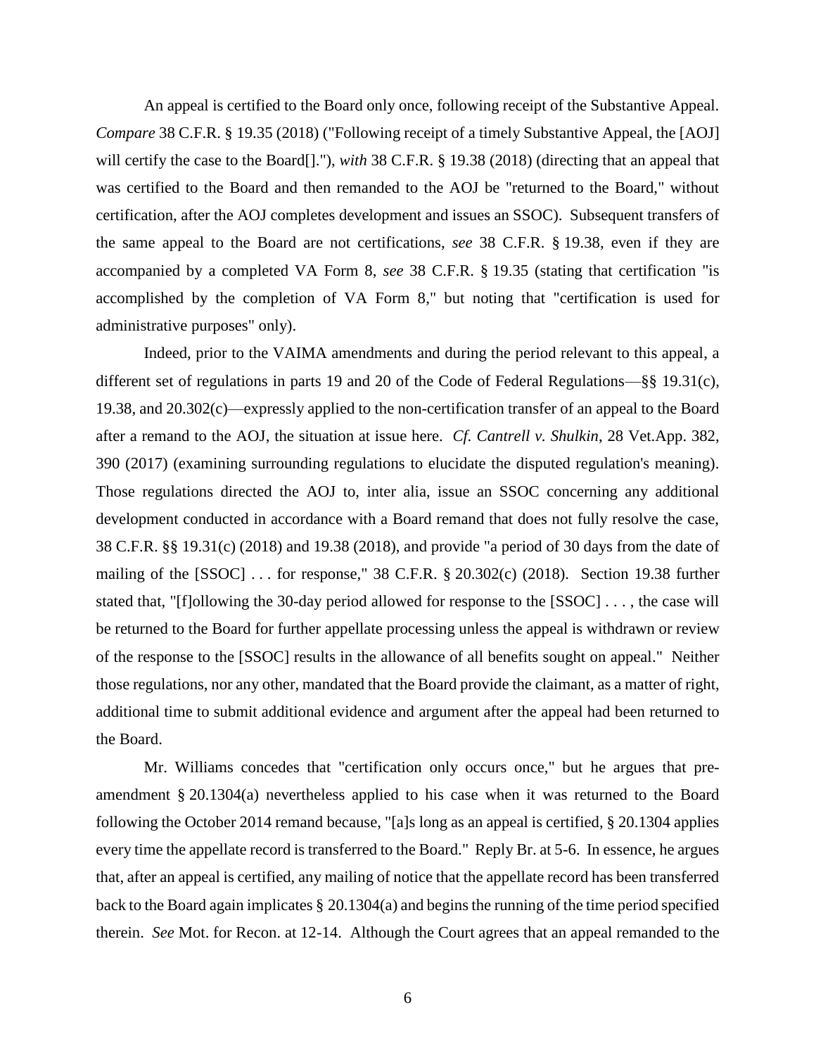An appeal is certified to the Board only once, following receipt of the Substantive Appeal. *Compare* 38 C.F.R. § 19.35 (2018) ("Following receipt of a timely Substantive Appeal, the [AOJ] will certify the case to the Board[]."), *with* 38 C.F.R. § 19.38 (2018) (directing that an appeal that was certified to the Board and then remanded to the AOJ be "returned to the Board," without certification, after the AOJ completes development and issues an SSOC). Subsequent transfers of the same appeal to the Board are not certifications, *see* 38 C.F.R. § 19.38, even if they are accompanied by a completed VA Form 8, *see* 38 C.F.R. § 19.35 (stating that certification "is accomplished by the completion of VA Form 8," but noting that "certification is used for administrative purposes" only).

Indeed, prior to the VAIMA amendments and during the period relevant to this appeal, a different set of regulations in parts 19 and 20 of the Code of Federal Regulations—§§ 19.31(c), 19.38, and 20.302(c)—expressly applied to the non-certification transfer of an appeal to the Board after a remand to the AOJ, the situation at issue here. *Cf. Cantrell v. Shulkin*, 28 Vet.App. 382, 390 (2017) (examining surrounding regulations to elucidate the disputed regulation's meaning). Those regulations directed the AOJ to, inter alia, issue an SSOC concerning any additional development conducted in accordance with a Board remand that does not fully resolve the case, 38 C.F.R. §§ 19.31(c) (2018) and 19.38 (2018), and provide "a period of 30 days from the date of mailing of the [SSOC] . . . for response," 38 C.F.R. § 20.302(c) (2018). Section 19.38 further stated that, "[f]ollowing the 30-day period allowed for response to the [SSOC] . . . , the case will be returned to the Board for further appellate processing unless the appeal is withdrawn or review of the response to the [SSOC] results in the allowance of all benefits sought on appeal." Neither those regulations, nor any other, mandated that the Board provide the claimant, as a matter of right, additional time to submit additional evidence and argument after the appeal had been returned to the Board.

Mr. Williams concedes that "certification only occurs once," but he argues that pre-amendment § 20.1304(a) nevertheless applied to his case when it was returned to the Board following the October 2014 remand because, "[a]s long as an appeal is certified, § 20.1304 applies every time the appellate record is transferred to the Board." Reply Br. at 5-6. In essence, he argues that, after an appeal is certified, any mailing of notice that the appellate record has been transferred back to the Board again implicates § 20.1304(a) and begins the running of the time period specified therein. *See* Mot. for Recon. at 12-14. Although the Court agrees that an appeal remanded to the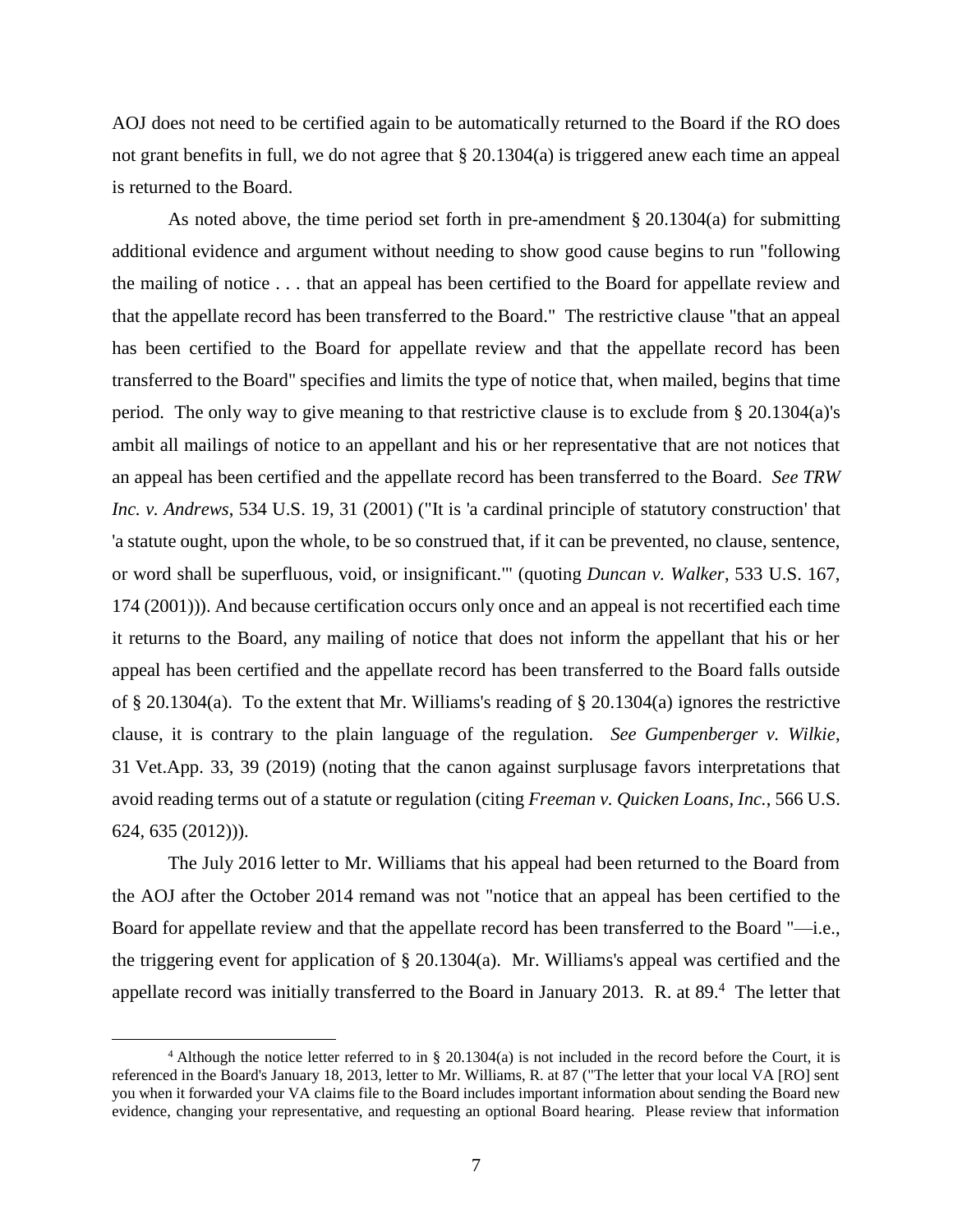AOJ does not need to be certified again to be automatically returned to the Board if the RO does not grant benefits in full, we do not agree that § 20.1304(a) is triggered anew each time an appeal is returned to the Board.

As noted above, the time period set forth in pre-amendment § 20.1304(a) for submitting additional evidence and argument without needing to show good cause begins to run "following the mailing of notice . . . that an appeal has been certified to the Board for appellate review and that the appellate record has been transferred to the Board." The restrictive clause "that an appeal has been certified to the Board for appellate review and that the appellate record has been transferred to the Board" specifies and limits the type of notice that, when mailed, begins that time period. The only way to give meaning to that restrictive clause is to exclude from § 20.1304(a)'s ambit all mailings of notice to an appellant and his or her representative that are not notices that an appeal has been certified and the appellate record has been transferred to the Board. *See TRW Inc. v. Andrews*, 534 U.S. 19, 31 (2001) ("It is 'a cardinal principle of statutory construction' that 'a statute ought, upon the whole, to be so construed that, if it can be prevented, no clause, sentence, or word shall be superfluous, void, or insignificant.'" (quoting *Duncan v. Walker*, 533 U.S. 167, 174 (2001))). And because certification occurs only once and an appeal is not recertified each time it returns to the Board, any mailing of notice that does not inform the appellant that his or her appeal has been certified and the appellate record has been transferred to the Board falls outside of § 20.1304(a). To the extent that Mr. Williams's reading of § 20.1304(a) ignores the restrictive clause, it is contrary to the plain language of the regulation. *See Gumpenberger v. Wilkie*, 31 Vet.App. 33, 39 (2019) (noting that the canon against surplusage favors interpretations that avoid reading terms out of a statute or regulation (citing *Freeman v. Quicken Loans, Inc.*, 566 U.S. 624, 635 (2012))).

The July 2016 letter to Mr. Williams that his appeal had been returned to the Board from the AOJ after the October 2014 remand was not "notice that an appeal has been certified to the Board for appellate review and that the appellate record has been transferred to the Board "—i.e., the triggering event for application of § 20.1304(a). Mr. Williams's appeal was certified and the appellate record was initially transferred to the Board in January 2013. R. at 89.[4] The letter that

[4] Although the notice letter referred to in § 20.1304(a) is not included in the record before the Court, it is referenced in the Board's January 18, 2013, letter to Mr. Williams, R. at 87 ("The letter that your local VA [RO] sent you when it forwarded your VA claims file to the Board includes important information about sending the Board new evidence, changing your representative, and requesting an optional Board hearing. Please review that information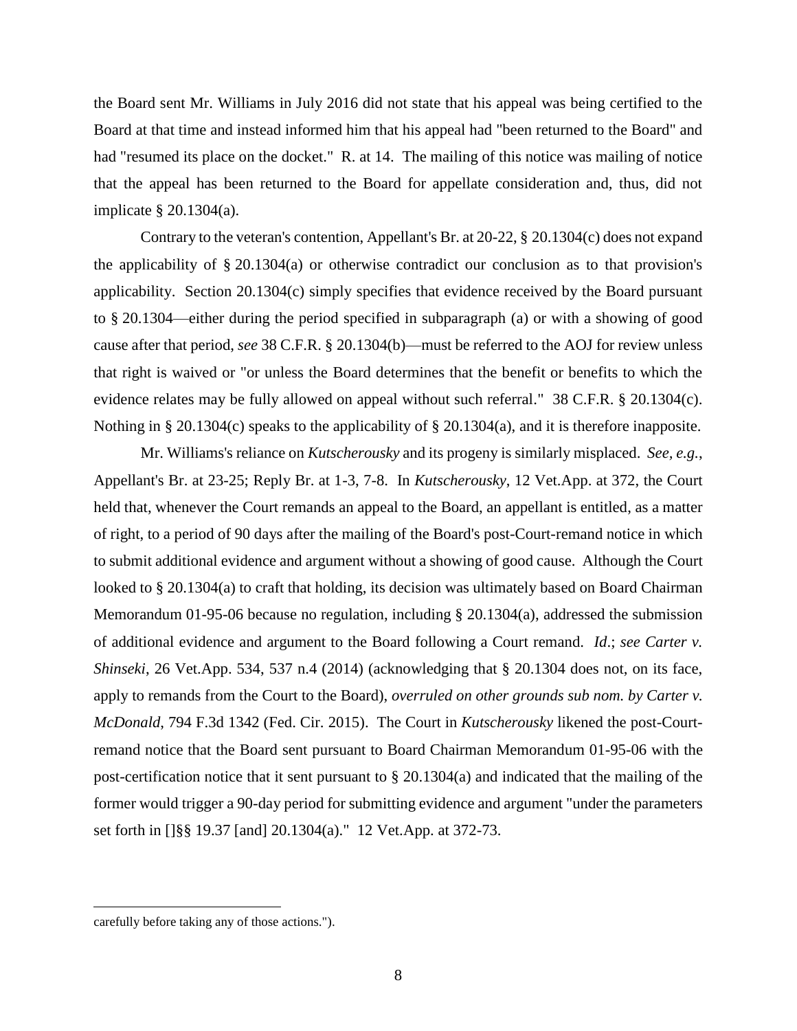the Board sent Mr. Williams in July 2016 did not state that his appeal was being certified to the Board at that time and instead informed him that his appeal had "been returned to the Board" and had "resumed its place on the docket." R. at 14. The mailing of this notice was mailing of notice that the appeal has been returned to the Board for appellate consideration and, thus, did not implicate § 20.1304(a).

Contrary to the veteran's contention, Appellant's Br. at 20-22, § 20.1304(c) does not expand the applicability of § 20.1304(a) or otherwise contradict our conclusion as to that provision's applicability. Section 20.1304(c) simply specifies that evidence received by the Board pursuant to § 20.1304—either during the period specified in subparagraph (a) or with a showing of good cause after that period, *see* 38 C.F.R. § 20.1304(b)—must be referred to the AOJ for review unless that right is waived or "or unless the Board determines that the benefit or benefits to which the evidence relates may be fully allowed on appeal without such referral." 38 C.F.R. § 20.1304(c). Nothing in § 20.1304(c) speaks to the applicability of § 20.1304(a), and it is therefore inapposite.

Mr. Williams's reliance on *Kutscherousky* and its progeny is similarly misplaced. *See, e.g.*, Appellant's Br. at 23-25; Reply Br. at 1-3, 7-8. In *Kutscherousky*, 12 Vet.App. at 372, the Court held that, whenever the Court remands an appeal to the Board, an appellant is entitled, as a matter of right, to a period of 90 days after the mailing of the Board's post-Court-remand notice in which to submit additional evidence and argument without a showing of good cause. Although the Court looked to § 20.1304(a) to craft that holding, its decision was ultimately based on Board Chairman Memorandum 01-95-06 because no regulation, including § 20.1304(a), addressed the submission of additional evidence and argument to the Board following a Court remand. *Id*.; *see Carter v. Shinseki*, 26 Vet.App. 534, 537 n.4 (2014) (acknowledging that § 20.1304 does not, on its face, apply to remands from the Court to the Board), *overruled on other grounds sub nom. by Carter v. McDonald*, 794 F.3d 1342 (Fed. Cir. 2015). The Court in *Kutscherousky* likened the post-Court-remand notice that the Board sent pursuant to Board Chairman Memorandum 01-95-06 with the post-certification notice that it sent pursuant to § 20.1304(a) and indicated that the mailing of the former would trigger a 90-day period for submitting evidence and argument "under the parameters set forth in []§§ 19.37 [and] 20.1304(a)." 12 Vet.App. at 372-73.

---

carefully before taking any of those actions.").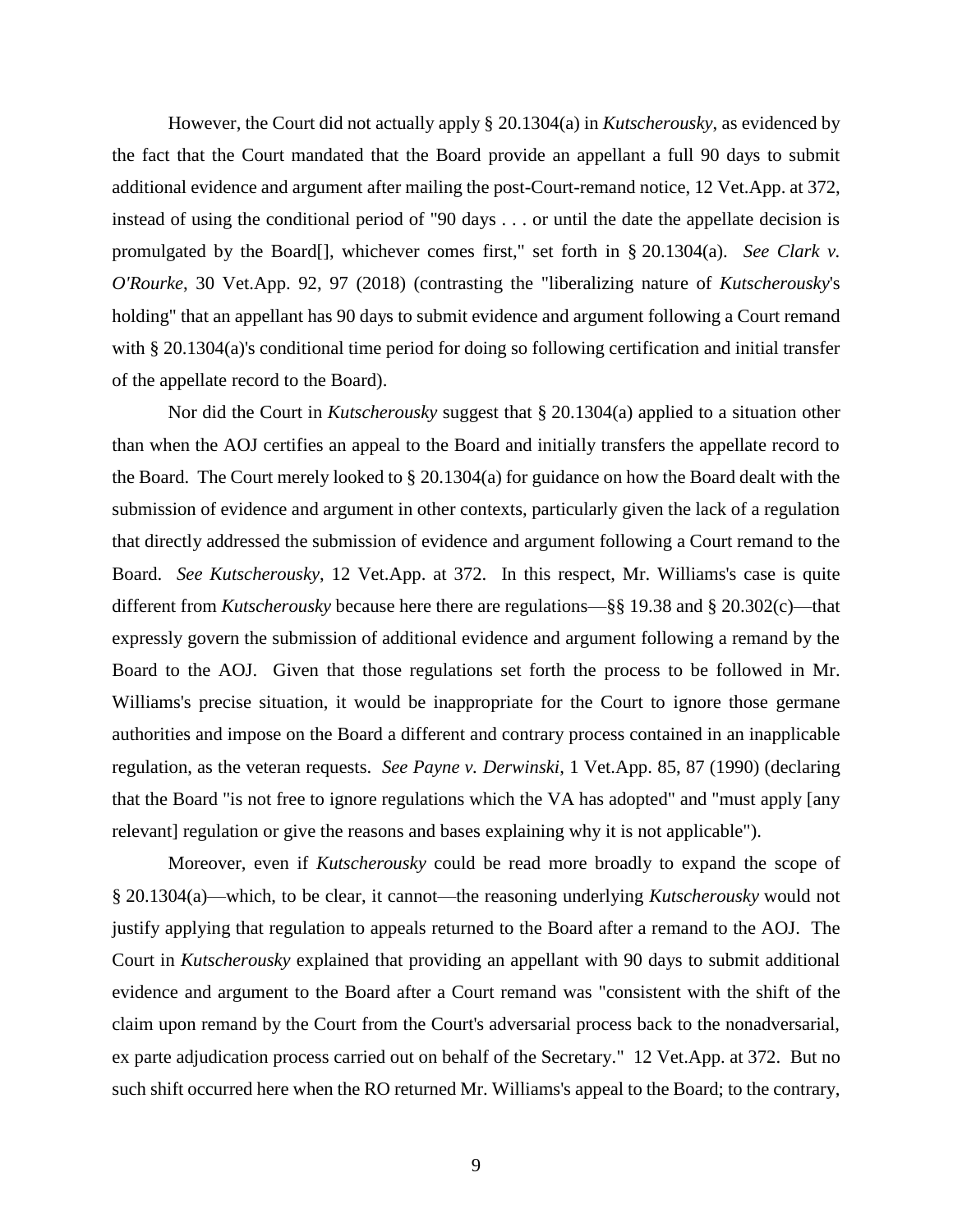However, the Court did not actually apply § 20.1304(a) in *Kutscherousky*, as evidenced by the fact that the Court mandated that the Board provide an appellant a full 90 days to submit additional evidence and argument after mailing the post-Court-remand notice, 12 Vet.App. at 372, instead of using the conditional period of "90 days . . . or until the date the appellate decision is promulgated by the Board[], whichever comes first," set forth in § 20.1304(a). *See Clark v. O'Rourke*, 30 Vet.App. 92, 97 (2018) (contrasting the "liberalizing nature of *Kutscherousky*'s holding" that an appellant has 90 days to submit evidence and argument following a Court remand with § 20.1304(a)'s conditional time period for doing so following certification and initial transfer of the appellate record to the Board).

Nor did the Court in *Kutscherousky* suggest that § 20.1304(a) applied to a situation other than when the AOJ certifies an appeal to the Board and initially transfers the appellate record to the Board. The Court merely looked to § 20.1304(a) for guidance on how the Board dealt with the submission of evidence and argument in other contexts, particularly given the lack of a regulation that directly addressed the submission of evidence and argument following a Court remand to the Board. *See Kutscherousky*, 12 Vet.App. at 372. In this respect, Mr. Williams's case is quite different from *Kutscherousky* because here there are regulations—§§ 19.38 and § 20.302(c)—that expressly govern the submission of additional evidence and argument following a remand by the Board to the AOJ. Given that those regulations set forth the process to be followed in Mr. Williams's precise situation, it would be inappropriate for the Court to ignore those germane authorities and impose on the Board a different and contrary process contained in an inapplicable regulation, as the veteran requests. *See Payne v. Derwinski*, 1 Vet.App. 85, 87 (1990) (declaring that the Board "is not free to ignore regulations which the VA has adopted" and "must apply [any relevant] regulation or give the reasons and bases explaining why it is not applicable").

Moreover, even if *Kutscherousky* could be read more broadly to expand the scope of § 20.1304(a)—which, to be clear, it cannot—the reasoning underlying *Kutscherousky* would not justify applying that regulation to appeals returned to the Board after a remand to the AOJ. The Court in *Kutscherousky* explained that providing an appellant with 90 days to submit additional evidence and argument to the Board after a Court remand was "consistent with the shift of the claim upon remand by the Court from the Court's adversarial process back to the nonadversarial, ex parte adjudication process carried out on behalf of the Secretary." 12 Vet.App. at 372. But no such shift occurred here when the RO returned Mr. Williams's appeal to the Board; to the contrary,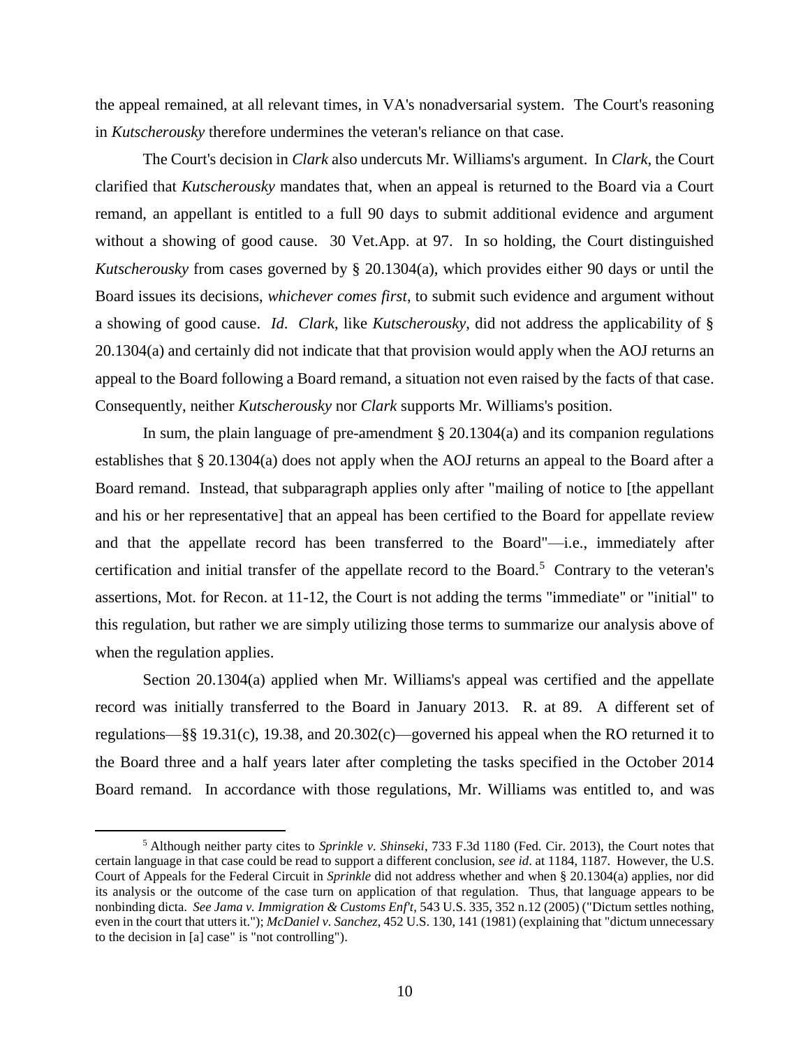the appeal remained, at all relevant times, in VA's nonadversarial system. The Court's reasoning in *Kutscherousky* therefore undermines the veteran's reliance on that case.

The Court's decision in *Clark* also undercuts Mr. Williams's argument. In *Clark*, the Court clarified that *Kutscherousky* mandates that, when an appeal is returned to the Board via a Court remand, an appellant is entitled to a full 90 days to submit additional evidence and argument without a showing of good cause. 30 Vet.App. at 97. In so holding, the Court distinguished *Kutscherousky* from cases governed by § 20.1304(a), which provides either 90 days or until the Board issues its decisions, *whichever comes first*, to submit such evidence and argument without a showing of good cause. *Id*. *Clark*, like *Kutscherousky*, did not address the applicability of § 20.1304(a) and certainly did not indicate that that provision would apply when the AOJ returns an appeal to the Board following a Board remand, a situation not even raised by the facts of that case. Consequently, neither *Kutscherousky* nor *Clark* supports Mr. Williams's position.

In sum, the plain language of pre-amendment § 20.1304(a) and its companion regulations establishes that § 20.1304(a) does not apply when the AOJ returns an appeal to the Board after a Board remand. Instead, that subparagraph applies only after "mailing of notice to [the appellant and his or her representative] that an appeal has been certified to the Board for appellate review and that the appellate record has been transferred to the Board"—i.e., immediately after certification and initial transfer of the appellate record to the Board.[5] Contrary to the veteran's assertions, Mot. for Recon. at 11-12, the Court is not adding the terms "immediate" or "initial" to this regulation, but rather we are simply utilizing those terms to summarize our analysis above of when the regulation applies.

Section 20.1304(a) applied when Mr. Williams's appeal was certified and the appellate record was initially transferred to the Board in January 2013. R. at 89. A different set of regulations—§§ 19.31(c), 19.38, and 20.302(c)—governed his appeal when the RO returned it to the Board three and a half years later after completing the tasks specified in the October 2014 Board remand. In accordance with those regulations, Mr. Williams was entitled to, and was

[5] Although neither party cites to *Sprinkle v. Shinseki*, 733 F.3d 1180 (Fed. Cir. 2013), the Court notes that certain language in that case could be read to support a different conclusion, *see id*. at 1184, 1187. However, the U.S. Court of Appeals for the Federal Circuit in *Sprinkle* did not address whether and when § 20.1304(a) applies, nor did its analysis or the outcome of the case turn on application of that regulation. Thus, that language appears to be nonbinding dicta. *See Jama v. Immigration & Customs Enf't*, 543 U.S. 335, 352 n.12 (2005) ("Dictum settles nothing, even in the court that utters it."); *McDaniel v. Sanchez*, 452 U.S. 130, 141 (1981) (explaining that "dictum unnecessary to the decision in [a] case" is "not controlling").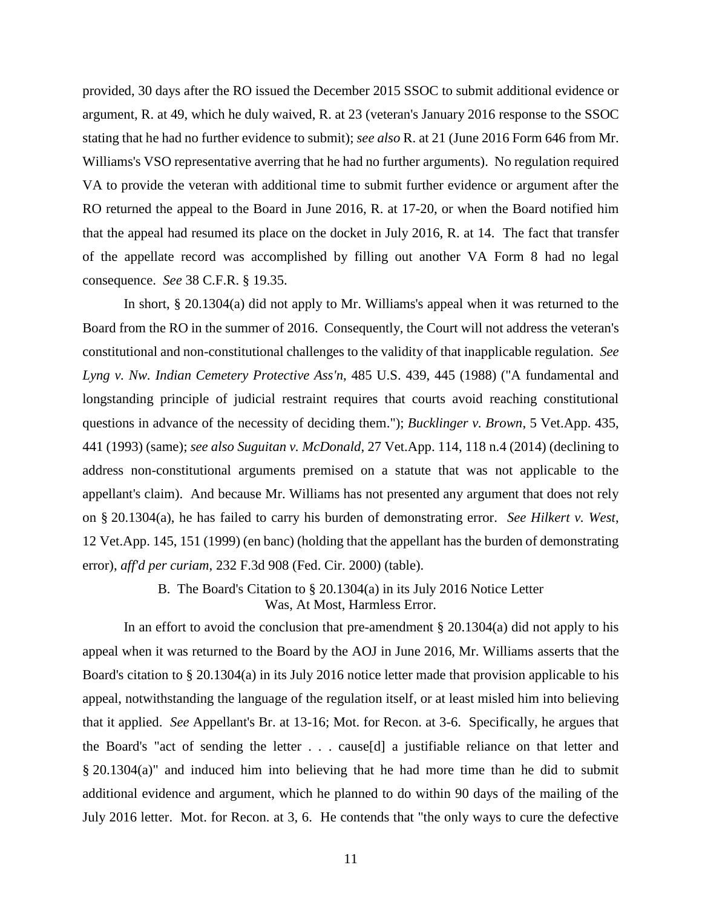provided, 30 days after the RO issued the December 2015 SSOC to submit additional evidence or argument, R. at 49, which he duly waived, R. at 23 (veteran's January 2016 response to the SSOC stating that he had no further evidence to submit); *see also* R. at 21 (June 2016 Form 646 from Mr. Williams's VSO representative averring that he had no further arguments). No regulation required VA to provide the veteran with additional time to submit further evidence or argument after the RO returned the appeal to the Board in June 2016, R. at 17-20, or when the Board notified him that the appeal had resumed its place on the docket in July 2016, R. at 14. The fact that transfer of the appellate record was accomplished by filling out another VA Form 8 had no legal consequence. *See* 38 C.F.R. § 19.35.

In short, § 20.1304(a) did not apply to Mr. Williams's appeal when it was returned to the Board from the RO in the summer of 2016. Consequently, the Court will not address the veteran's constitutional and non-constitutional challenges to the validity of that inapplicable regulation. *See Lyng v. Nw. Indian Cemetery Protective Ass'n*, 485 U.S. 439, 445 (1988) ("A fundamental and longstanding principle of judicial restraint requires that courts avoid reaching constitutional questions in advance of the necessity of deciding them."); *Bucklinger v. Brown*, 5 Vet.App. 435, 441 (1993) (same); *see also Suguitan v. McDonald*, 27 Vet.App. 114, 118 n.4 (2014) (declining to address non-constitutional arguments premised on a statute that was not applicable to the appellant's claim). And because Mr. Williams has not presented any argument that does not rely on § 20.1304(a), he has failed to carry his burden of demonstrating error. *See Hilkert v. West*, 12 Vet.App. 145, 151 (1999) (en banc) (holding that the appellant has the burden of demonstrating error), *aff'd per curiam*, 232 F.3d 908 (Fed. Cir. 2000) (table).

### B. The Board's Citation to § 20.1304(a) in its July 2016 Notice Letter Was, At Most, Harmless Error.

In an effort to avoid the conclusion that pre-amendment § 20.1304(a) did not apply to his appeal when it was returned to the Board by the AOJ in June 2016, Mr. Williams asserts that the Board's citation to § 20.1304(a) in its July 2016 notice letter made that provision applicable to his appeal, notwithstanding the language of the regulation itself, or at least misled him into believing that it applied. *See* Appellant's Br. at 13-16; Mot. for Recon. at 3-6. Specifically, he argues that the Board's "act of sending the letter . . . cause[d] a justifiable reliance on that letter and § 20.1304(a)" and induced him into believing that he had more time than he did to submit additional evidence and argument, which he planned to do within 90 days of the mailing of the July 2016 letter. Mot. for Recon. at 3, 6. He contends that "the only ways to cure the defective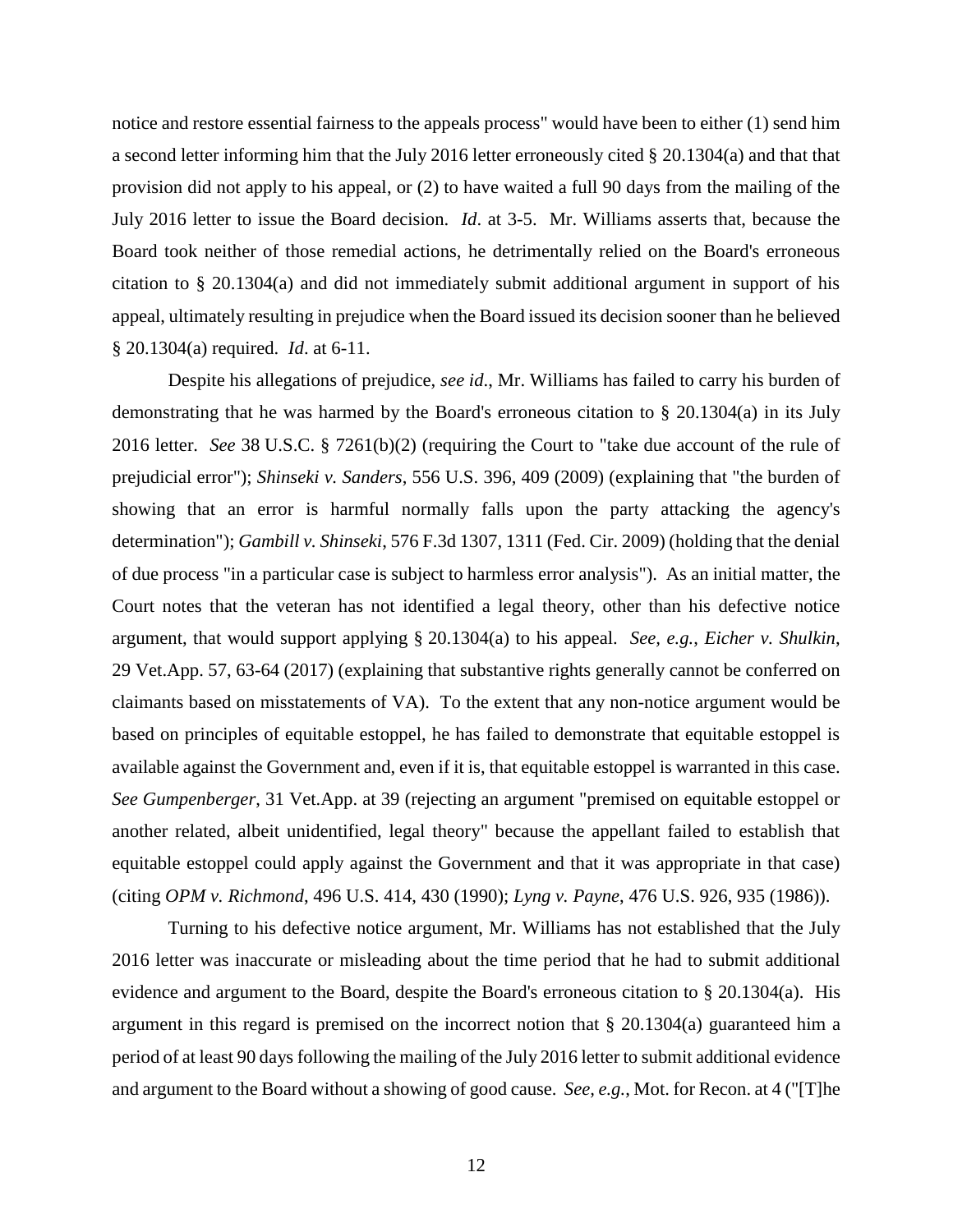notice and restore essential fairness to the appeals process" would have been to either (1) send him a second letter informing him that the July 2016 letter erroneously cited § 20.1304(a) and that that provision did not apply to his appeal, or (2) to have waited a full 90 days from the mailing of the July 2016 letter to issue the Board decision. *Id*. at 3-5. Mr. Williams asserts that, because the Board took neither of those remedial actions, he detrimentally relied on the Board's erroneous citation to § 20.1304(a) and did not immediately submit additional argument in support of his appeal, ultimately resulting in prejudice when the Board issued its decision sooner than he believed § 20.1304(a) required. *Id*. at 6-11.

Despite his allegations of prejudice, *see id*., Mr. Williams has failed to carry his burden of demonstrating that he was harmed by the Board's erroneous citation to § 20.1304(a) in its July 2016 letter. *See* 38 U.S.C. § 7261(b)(2) (requiring the Court to "take due account of the rule of prejudicial error"); *Shinseki v. Sanders*, 556 U.S. 396, 409 (2009) (explaining that "the burden of showing that an error is harmful normally falls upon the party attacking the agency's determination"); *Gambill v. Shinseki*, 576 F.3d 1307, 1311 (Fed. Cir. 2009) (holding that the denial of due process "in a particular case is subject to harmless error analysis"). As an initial matter, the Court notes that the veteran has not identified a legal theory, other than his defective notice argument, that would support applying § 20.1304(a) to his appeal. *See, e.g., Eicher v. Shulkin*, 29 Vet.App. 57, 63-64 (2017) (explaining that substantive rights generally cannot be conferred on claimants based on misstatements of VA). To the extent that any non-notice argument would be based on principles of equitable estoppel, he has failed to demonstrate that equitable estoppel is available against the Government and, even if it is, that equitable estoppel is warranted in this case. *See Gumpenberger*, 31 Vet.App. at 39 (rejecting an argument "premised on equitable estoppel or another related, albeit unidentified, legal theory" because the appellant failed to establish that equitable estoppel could apply against the Government and that it was appropriate in that case) (citing *OPM v. Richmond*, 496 U.S. 414, 430 (1990); *Lyng v. Payne*, 476 U.S. 926, 935 (1986)).

Turning to his defective notice argument, Mr. Williams has not established that the July 2016 letter was inaccurate or misleading about the time period that he had to submit additional evidence and argument to the Board, despite the Board's erroneous citation to § 20.1304(a). His argument in this regard is premised on the incorrect notion that § 20.1304(a) guaranteed him a period of at least 90 days following the mailing of the July 2016 letter to submit additional evidence and argument to the Board without a showing of good cause. *See, e.g.,* Mot. for Recon. at 4 ("[T]he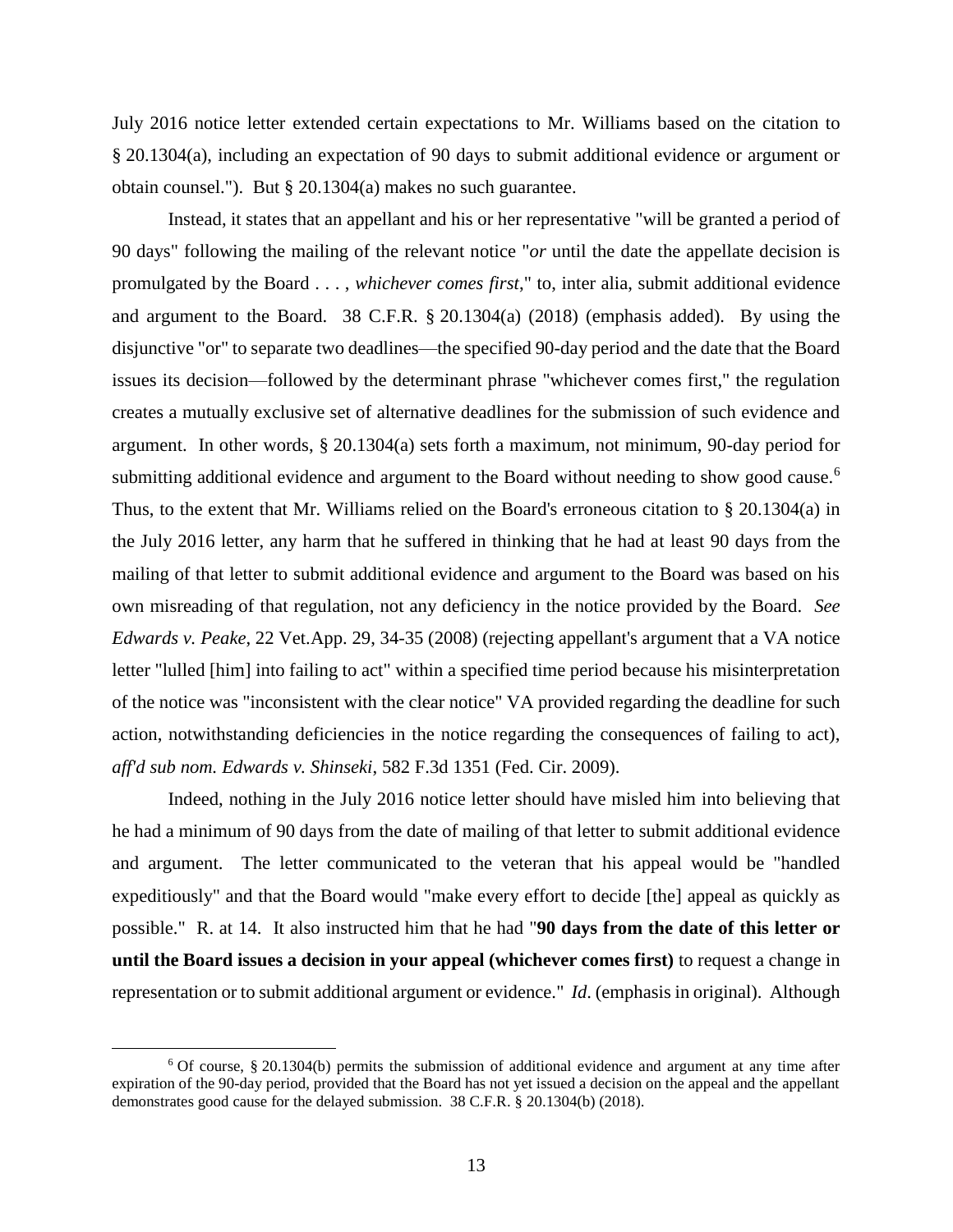July 2016 notice letter extended certain expectations to Mr. Williams based on the citation to § 20.1304(a), including an expectation of 90 days to submit additional evidence or argument or obtain counsel."). But § 20.1304(a) makes no such guarantee.

Instead, it states that an appellant and his or her representative "will be granted a period of 90 days" following the mailing of the relevant notice "*or* until the date the appellate decision is promulgated by the Board . . . , *whichever comes first*," to, inter alia, submit additional evidence and argument to the Board. 38 C.F.R. § 20.1304(a) (2018) (emphasis added). By using the disjunctive "or" to separate two deadlines—the specified 90-day period and the date that the Board issues its decision—followed by the determinant phrase "whichever comes first," the regulation creates a mutually exclusive set of alternative deadlines for the submission of such evidence and argument. In other words, § 20.1304(a) sets forth a maximum, not minimum, 90-day period for submitting additional evidence and argument to the Board without needing to show good cause.[6] Thus, to the extent that Mr. Williams relied on the Board's erroneous citation to § 20.1304(a) in the July 2016 letter, any harm that he suffered in thinking that he had at least 90 days from the mailing of that letter to submit additional evidence and argument to the Board was based on his own misreading of that regulation, not any deficiency in the notice provided by the Board. *See Edwards v. Peake*, 22 Vet.App. 29, 34-35 (2008) (rejecting appellant's argument that a VA notice letter "lulled [him] into failing to act" within a specified time period because his misinterpretation of the notice was "inconsistent with the clear notice" VA provided regarding the deadline for such action, notwithstanding deficiencies in the notice regarding the consequences of failing to act), *aff'd sub nom. Edwards v. Shinseki*, 582 F.3d 1351 (Fed. Cir. 2009).

Indeed, nothing in the July 2016 notice letter should have misled him into believing that he had a minimum of 90 days from the date of mailing of that letter to submit additional evidence and argument. The letter communicated to the veteran that his appeal would be "handled expeditiously" and that the Board would "make every effort to decide [the] appeal as quickly as possible." R. at 14. It also instructed him that he had "**90 days from the date of this letter or until the Board issues a decision in your appeal (whichever comes first)** to request a change in representation or to submit additional argument or evidence." *Id*. (emphasis in original). Although

[6] Of course, § 20.1304(b) permits the submission of additional evidence and argument at any time after expiration of the 90-day period, provided that the Board has not yet issued a decision on the appeal and the appellant demonstrates good cause for the delayed submission. 38 C.F.R. § 20.1304(b) (2018).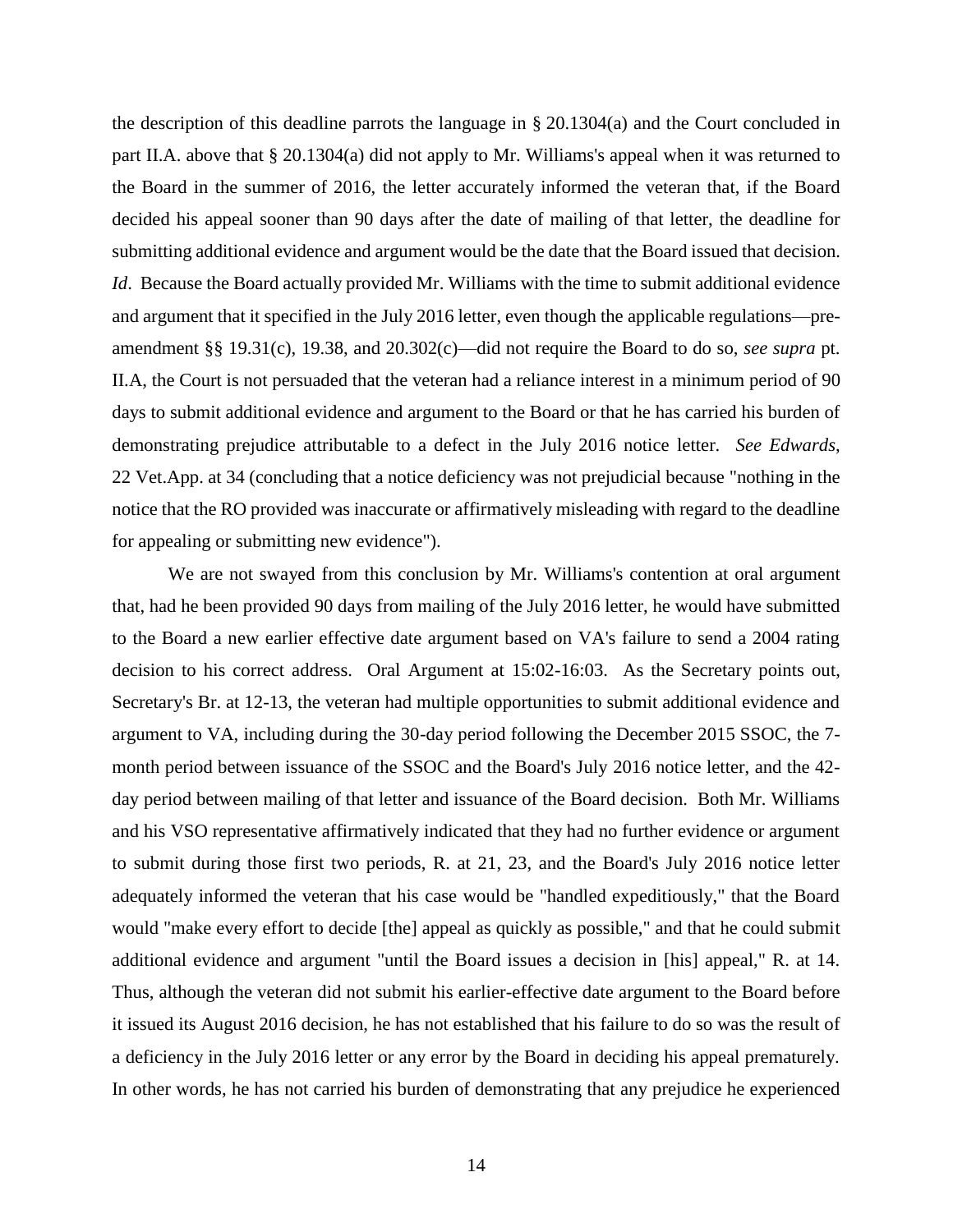the description of this deadline parrots the language in § 20.1304(a) and the Court concluded in part II.A. above that § 20.1304(a) did not apply to Mr. Williams's appeal when it was returned to the Board in the summer of 2016, the letter accurately informed the veteran that, if the Board decided his appeal sooner than 90 days after the date of mailing of that letter, the deadline for submitting additional evidence and argument would be the date that the Board issued that decision. *Id*. Because the Board actually provided Mr. Williams with the time to submit additional evidence and argument that it specified in the July 2016 letter, even though the applicable regulations—pre-amendment §§ 19.31(c), 19.38, and 20.302(c)—did not require the Board to do so, *see supra* pt. II.A, the Court is not persuaded that the veteran had a reliance interest in a minimum period of 90 days to submit additional evidence and argument to the Board or that he has carried his burden of demonstrating prejudice attributable to a defect in the July 2016 notice letter. *See Edwards*, 22 Vet.App. at 34 (concluding that a notice deficiency was not prejudicial because "nothing in the notice that the RO provided was inaccurate or affirmatively misleading with regard to the deadline for appealing or submitting new evidence").

We are not swayed from this conclusion by Mr. Williams's contention at oral argument that, had he been provided 90 days from mailing of the July 2016 letter, he would have submitted to the Board a new earlier effective date argument based on VA's failure to send a 2004 rating decision to his correct address. Oral Argument at 15:02-16:03. As the Secretary points out, Secretary's Br. at 12-13, the veteran had multiple opportunities to submit additional evidence and argument to VA, including during the 30-day period following the December 2015 SSOC, the 7-month period between issuance of the SSOC and the Board's July 2016 notice letter, and the 42-day period between mailing of that letter and issuance of the Board decision. Both Mr. Williams and his VSO representative affirmatively indicated that they had no further evidence or argument to submit during those first two periods, R. at 21, 23, and the Board's July 2016 notice letter adequately informed the veteran that his case would be "handled expeditiously," that the Board would "make every effort to decide [the] appeal as quickly as possible," and that he could submit additional evidence and argument "until the Board issues a decision in [his] appeal," R. at 14. Thus, although the veteran did not submit his earlier-effective date argument to the Board before it issued its August 2016 decision, he has not established that his failure to do so was the result of a deficiency in the July 2016 letter or any error by the Board in deciding his appeal prematurely. In other words, he has not carried his burden of demonstrating that any prejudice he experienced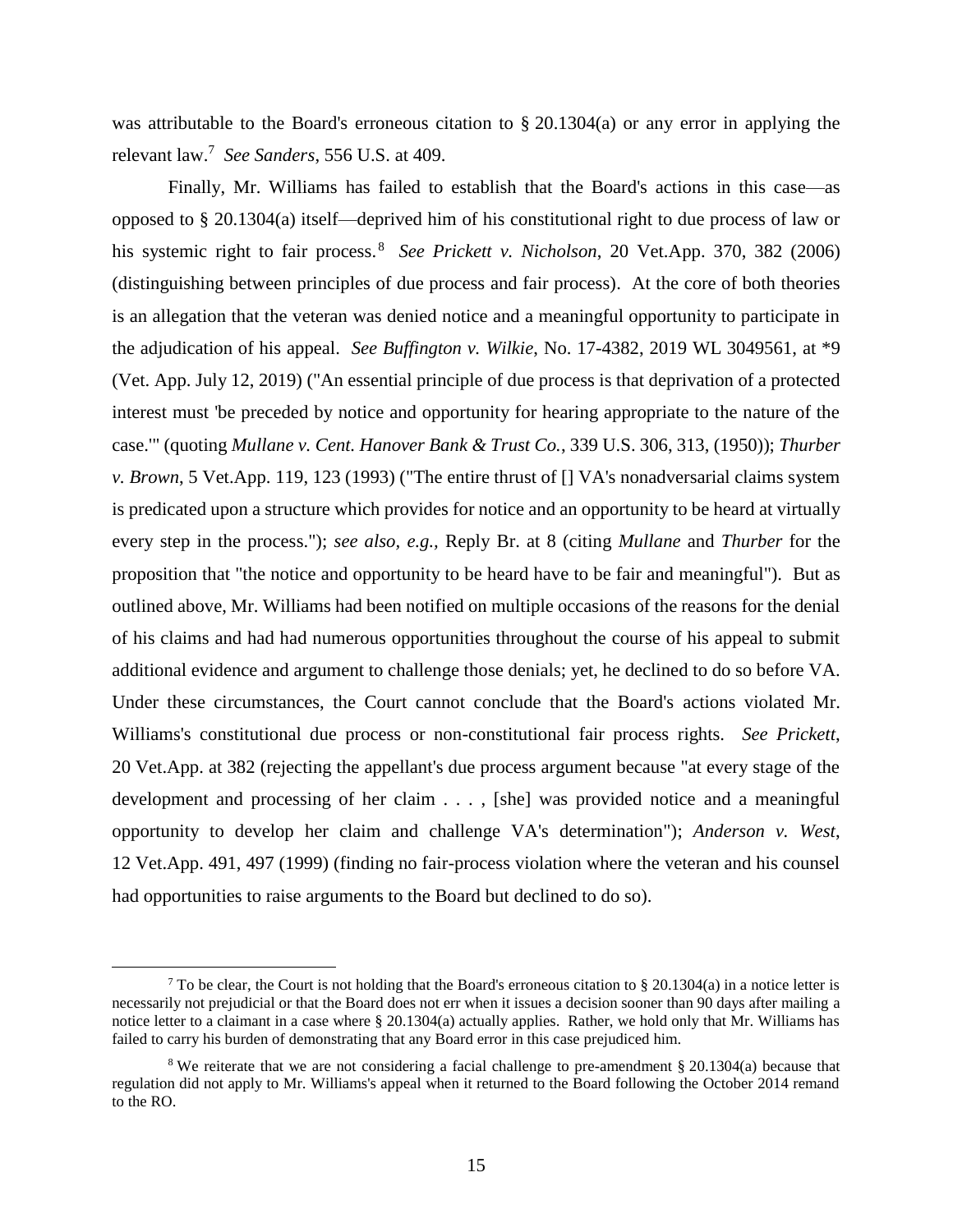was attributable to the Board's erroneous citation to § 20.1304(a) or any error in applying the relevant law.[7] *See Sanders*, 556 U.S. at 409.

Finally, Mr. Williams has failed to establish that the Board's actions in this case—as opposed to § 20.1304(a) itself—deprived him of his constitutional right to due process of law or his systemic right to fair process.[8] *See Prickett v. Nicholson*, 20 Vet.App. 370, 382 (2006) (distinguishing between principles of due process and fair process). At the core of both theories is an allegation that the veteran was denied notice and a meaningful opportunity to participate in the adjudication of his appeal. *See Buffington v. Wilkie*, No. 17-4382, 2019 WL 3049561, at *9 (Vet. App. July 12, 2019) ("An essential principle of due process is that deprivation of a protected interest must 'be preceded by notice and opportunity for hearing appropriate to the nature of the case.'" (quoting *Mullane v. Cent. Hanover Bank & Trust Co.*, 339 U.S. 306, 313, (1950)); *Thurber v. Brown*, 5 Vet.App. 119, 123 (1993) ("The entire thrust of [] VA's nonadversarial claims system is predicated upon a structure which provides for notice and an opportunity to be heard at virtually every step in the process."); *see also, e.g.*, Reply Br. at 8 (citing *Mullane* and *Thurber* for the proposition that "the notice and opportunity to be heard have to be fair and meaningful"). But as outlined above, Mr. Williams had been notified on multiple occasions of the reasons for the denial of his claims and had had numerous opportunities throughout the course of his appeal to submit additional evidence and argument to challenge those denials; yet, he declined to do so before VA. Under these circumstances, the Court cannot conclude that the Board's actions violated Mr. Williams's constitutional due process or non-constitutional fair process rights. *See Prickett*, 20 Vet.App. at 382 (rejecting the appellant's due process argument because "at every stage of the development and processing of her claim . . . , [she] was provided notice and a meaningful opportunity to develop her claim and challenge VA's determination"); *Anderson v. West*, 12 Vet.App. 491, 497 (1999) (finding no fair-process violation where the veteran and his counsel had opportunities to raise arguments to the Board but declined to do so).

---

[7] To be clear, the Court is not holding that the Board's erroneous citation to § 20.1304(a) in a notice letter is necessarily not prejudicial or that the Board does not err when it issues a decision sooner than 90 days after mailing a notice letter to a claimant in a case where § 20.1304(a) actually applies. Rather, we hold only that Mr. Williams has failed to carry his burden of demonstrating that any Board error in this case prejudiced him.

[8] We reiterate that we are not considering a facial challenge to pre-amendment § 20.1304(a) because that regulation did not apply to Mr. Williams's appeal when it returned to the Board following the October 2014 remand to the RO.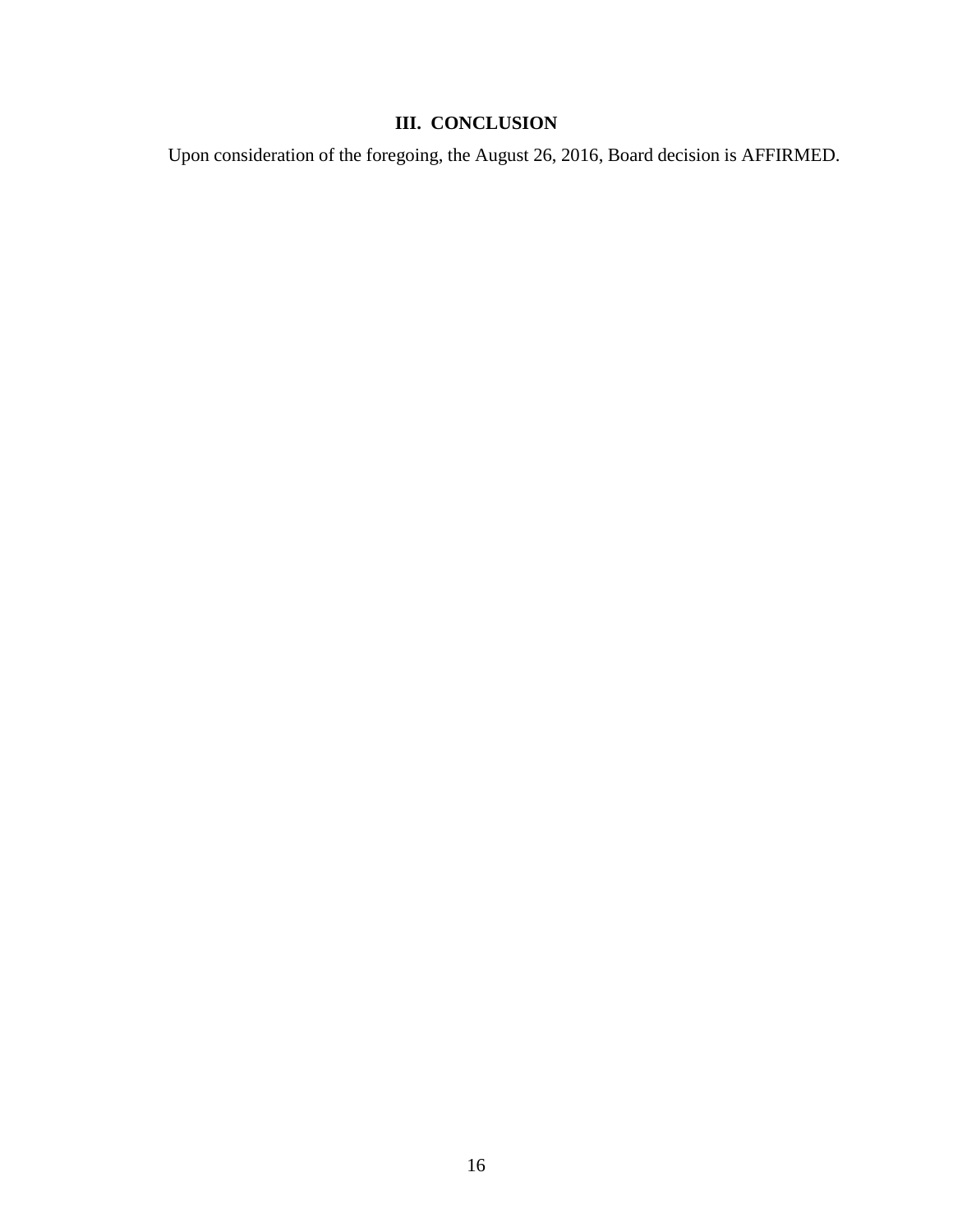## III. CONCLUSION

Upon consideration of the foregoing, the August 26, 2016, Board decision is AFFIRMED.